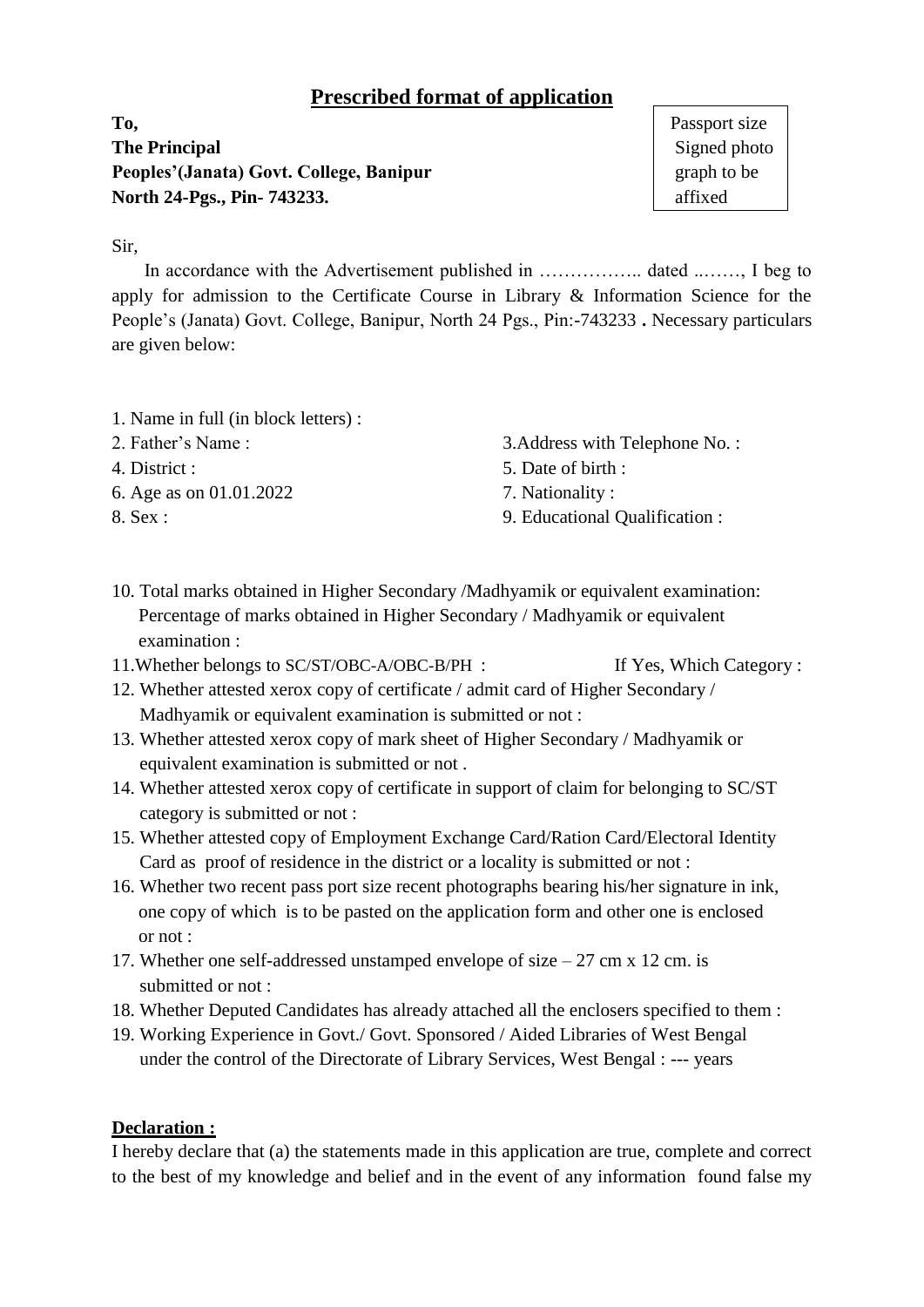## Prescribed format of application

**To,**
**The Principal**
**Peoples'(Janata) Govt. College, Banipur**
**North 24-Pgs., Pin- 743233.**

Passport size Signed photo graph to be affixed

Sir,

In accordance with the Advertisement published in …………….. dated ..……, I beg to apply for admission to the Certificate Course in Library & Information Science for the People's (Janata) Govt. College, Banipur, North 24 Pgs., Pin:-743233 **.** Necessary particulars are given below:

1. Name in full (in block letters) :
2. Father's Name :
3. Address with Telephone No. :
4. District :
5. Date of birth :
6. Age as on 01.01.2022
7. Nationality :
8. Sex :
9. Educational Qualification :
10. Total marks obtained in Higher Secondary /Madhyamik or equivalent examination:
    Percentage of marks obtained in Higher Secondary / Madhyamik or equivalent examination :
11. Whether belongs to SC/ST/OBC-A/OBC-B/PH : If Yes, Which Category :
12. Whether attested xerox copy of certificate / admit card of Higher Secondary / Madhyamik or equivalent examination is submitted or not :
13. Whether attested xerox copy of mark sheet of Higher Secondary / Madhyamik or equivalent examination is submitted or not .
14. Whether attested xerox copy of certificate in support of claim for belonging to SC/ST category is submitted or not :
15. Whether attested copy of Employment Exchange Card/Ration Card/Electoral Identity Card as proof of residence in the district or a locality is submitted or not :
16. Whether two recent pass port size recent photographs bearing his/her signature in ink, one copy of which is to be pasted on the application form and other one is enclosed or not :
17. Whether one self-addressed unstamped envelope of size – 27 cm x 12 cm. is submitted or not :
18. Whether Deputed Candidates has already attached all the enclosers specified to them :
19. Working Experience in Govt./ Govt. Sponsored / Aided Libraries of West Bengal under the control of the Directorate of Library Services, West Bengal : --- years

**Declaration :**

I hereby declare that (a) the statements made in this application are true, complete and correct to the best of my knowledge and belief and in the event of any information found false my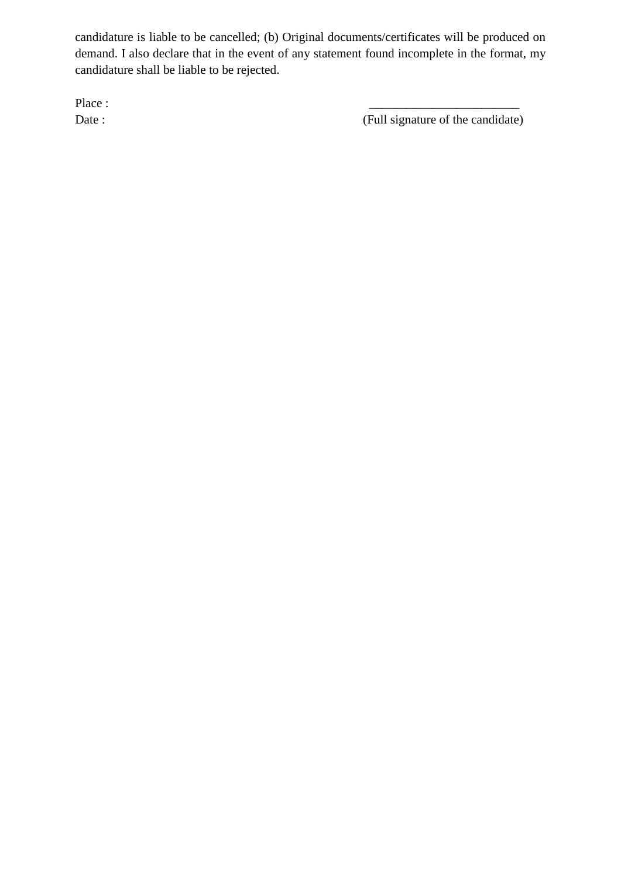candidature is liable to be cancelled; (b) Original documents/certificates will be produced on demand. I also declare that in the event of any statement found incomplete in the format, my candidature shall be liable to be rejected.

Place :

Date :

________________________

(Full signature of the candidate)